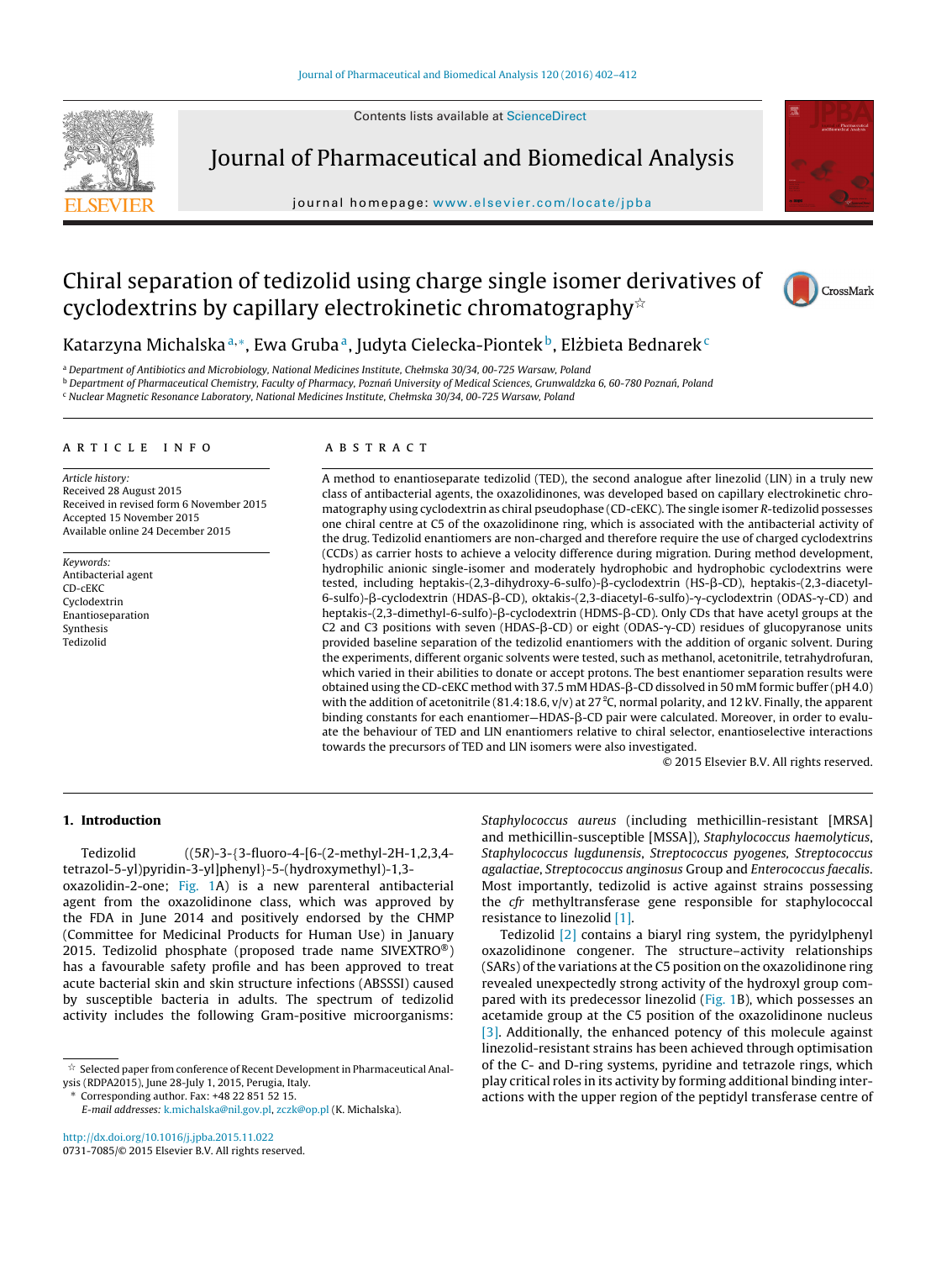# Chiral separation of tedizolid using charge single isomer derivatives of cyclodextrins by capillary electrokinetic chromatography☆

Katarzyna Michalska[a,*], Ewa Gruba[a], Judyta Cielecka-Piontek[b], Elżbieta Bednarek[c]

[a] Department of Antibiotics and Microbiology, National Medicines Institute, Chełmska 30/34, 00-725 Warsaw, Poland

[b] Department of Pharmaceutical Chemistry, Faculty of Pharmacy, Poznań University of Medical Sciences, Grunwaldzka 6, 60-780 Poznań, Poland

[c] Nuclear Magnetic Resonance Laboratory, National Medicines Institute, Chełmska 30/34, 00-725 Warsaw, Poland

## ARTICLE INFO

*Article history:*
Received 28 August 2015
Received in revised form 6 November 2015
Accepted 15 November 2015
Available online 24 December 2015

*Keywords:*
Antibacterial agent
CD-cEKC
Cyclodextrin
Enantioseparation
Synthesis
Tedizolid

## ABSTRACT

A method to enantioseparate tedizolid (TED), the second analogue after linezolid (LIN) in a truly new class of antibacterial agents, the oxazolidinones, was developed based on capillary electrokinetic chromatography using cyclodextrin as chiral pseudophase (CD-cEKC). The single isomer *R*-tedizolid possesses one chiral centre at C5 of the oxazolidinone ring, which is associated with the antibacterial activity of the drug. Tedizolid enantiomers are non-charged and therefore require the use of charged cyclodextrins (CCDs) as carrier hosts to achieve a velocity difference during migration. During method development, hydrophilic anionic single-isomer and moderately hydrophobic and hydrophobic cyclodextrins were tested, including heptakis-(2,3-dihydroxy-6-sulfo)-β-cyclodextrin (HS-β-CD), heptakis-(2,3-diacetyl-6-sulfo)-β-cyclodextrin (HDAS-β-CD), oktakis-(2,3-diacetyl-6-sulfo)-γ-cyclodextrin (ODAS-γ-CD) and heptakis-(2,3-dimethyl-6-sulfo)-β-cyclodextrin (HDMS-β-CD). Only CDs that have acetyl groups at the C2 and C3 positions with seven (HDAS-β-CD) or eight (ODAS-γ-CD) residues of glucopyranose units provided baseline separation of the tedizolid enantiomers with the addition of organic solvent. During the experiments, different organic solvents were tested, such as methanol, acetonitrile, tetrahydrofuran, which varied in their abilities to donate or accept protons. The best enantiomer separation results were obtained using the CD-cEKC method with 37.5 mM HDAS-β-CD dissolved in 50 mM formic buffer (pH 4.0) with the addition of acetonitrile (81.4:18.6, v/v) at 27 °C, normal polarity, and 12 kV. Finally, the apparent binding constants for each enantiomer—HDAS-β-CD pair were calculated. Moreover, in order to evaluate the behaviour of TED and LIN enantiomers relative to chiral selector, enantioselective interactions towards the precursors of TED and LIN isomers were also investigated.

© 2015 Elsevier B.V. All rights reserved.

## 1. Introduction

Tedizolid ((5*R*)-3-{3-fluoro-4-[6-(2-methyl-2H-1,2,3,4-tetrazol-5-yl)pyridin-3-yl]phenyl}-5-(hydroxymethyl)-1,3-oxazolidin-2-one; Fig. 1A) is a new parenteral antibacterial agent from the oxazolidinone class, which was approved by the FDA in June 2014 and positively endorsed by the CHMP (Committee for Medicinal Products for Human Use) in January 2015. Tedizolid phosphate (proposed trade name SIVEXTRO®) has a favourable safety profile and has been approved to treat acute bacterial skin and skin structure infections (ABSSSI) caused by susceptible bacteria in adults. The spectrum of tedizolid activity includes the following Gram-positive microorganisms: *Staphylococcus aureus* (including methicillin-resistant [MRSA] and methicillin-susceptible [MSSA]), *Staphylococcus haemolyticus*, *Staphylococcus lugdunensis*, *Streptococcus pyogenes*, *Streptococcus agalactiae*, *Streptococcus anginosus* Group and *Enterococcus faecalis*. Most importantly, tedizolid is active against strains possessing the *cfr* methyltransferase gene responsible for staphylococcal resistance to linezolid [1].

Tedizolid [2] contains a biaryl ring system, the pyridylphenyl oxazolidinone congener. The structure–activity relationships (SARs) of the variations at the C5 position on the oxazolidinone ring revealed unexpectedly strong activity of the hydroxyl group compared with its predecessor linezolid (Fig. 1B), which possesses an acetamide group at the C5 position of the oxazolidinone nucleus [3]. Additionally, the enhanced potency of this molecule against linezolid-resistant strains has been achieved through optimisation of the C- and D-ring systems, pyridine and tetrazole rings, which play critical roles in its activity by forming additional binding interactions with the upper region of the peptidyl transferase centre of

☆ Selected paper from conference of Recent Development in Pharmaceutical Analysis (RDPA2015), June 28-July 1, 2015, Perugia, Italy.

\* Corresponding author. Fax: +48 22 851 52 15.
*E-mail addresses:* k.michalska@nil.gov.pl, zczk@op.pl (K. Michalska).

http://dx.doi.org/10.1016/j.jpba.2015.11.022
0731-7085/© 2015 Elsevier B.V. All rights reserved.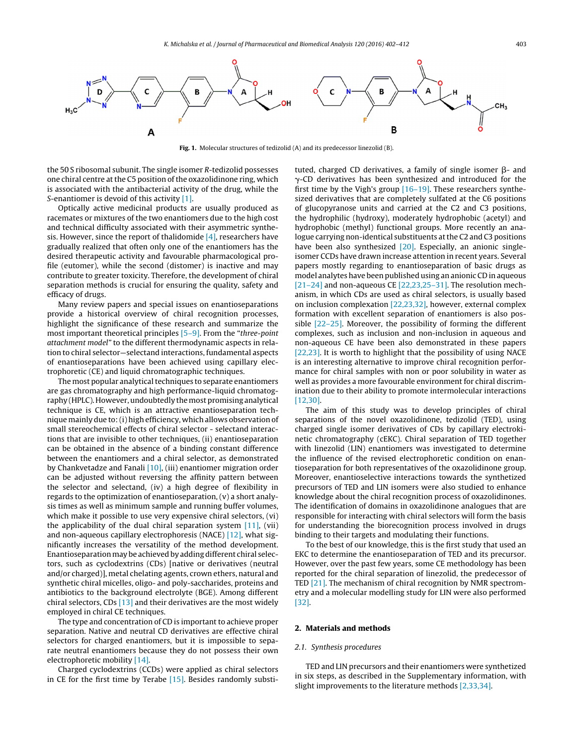A B

**Fig. 1.** Molecular structures of tedizolid (A) and its predecessor linezolid (B).

the 50 S ribosomal subunit. The single isomer *R*-tedizolid possesses one chiral centre at the C5 position of the oxazolidinone ring, which is associated with the antibacterial activity of the drug, while the *S*-enantiomer is devoid of this activity [1].

Optically active medicinal products are usually produced as racemates or mixtures of the two enantiomers due to the high cost and technical difficulty associated with their asymmetric synthesis. However, since the report of thalidomide [4], researchers have gradually realized that often only one of the enantiomers has the desired therapeutic activity and favourable pharmacological profile (eutomer), while the second (distomer) is inactive and may contribute to greater toxicity. Therefore, the development of chiral separation methods is crucial for ensuring the quality, safety and efficacy of drugs.

Many review papers and special issues on enantioseparations provide a historical overview of chiral recognition processes, highlight the significance of these research and summarize the most important theoretical principles [5–9]. From the "*three-point attachment model*" to the different thermodynamic aspects in relation to chiral selector—selectand interactions, fundamental aspects of enantioseparations have been achieved using capillary electrophoretic (CE) and liquid chromatographic techniques.

The most popular analytical techniques to separate enantiomers are gas chromatography and high performance-liquid chromatography (HPLC). However, undoubtedly the most promising analytical technique is CE, which is an attractive enantioseparation technique mainly due to: (i) high efficiency, which allows observation of small stereochemical effects of chiral selector - selectand interactions that are invisible to other techniques, (ii) enantioseparation can be obtained in the absence of a binding constant difference between the enantiomers and a chiral selector, as demonstrated by Chankvetadze and Fanali [10], (iii) enantiomer migration order can be adjusted without reversing the affinity pattern between the selector and selectand, (iv) a high degree of flexibility in regards to the optimization of enantioseparation, (v) a short analysis times as well as minimum sample and running buffer volumes, which make it possible to use very expensive chiral selectors, (vi) the applicability of the dual chiral separation system [11], (vii) and non-aqueous capillary electrophoresis (NACE) [12], what significantly increases the versatility of the method development. Enantioseparation may be achieved by adding different chiral selectors, such as cyclodextrins (CDs) [native or derivatives (neutral and/or charged)], metal chelating agents, crown ethers, natural and synthetic chiral micelles, oligo- and poly-saccharides, proteins and antibiotics to the background electrolyte (BGE). Among different chiral selectors, CDs [13] and their derivatives are the most widely employed in chiral CE techniques.

The type and concentration of CD is important to achieve proper separation. Native and neutral CD derivatives are effective chiral selectors for charged enantiomers, but it is impossible to separate neutral enantiomers because they do not possess their own electrophoretic mobility [14].

Charged cyclodextrins (CCDs) were applied as chiral selectors in CE for the first time by Terabe [15]. Besides randomly substituted, charged CD derivatives, a family of single isomer β- and γ-CD derivatives has been synthesized and introduced for the first time by the Vigh's group [16–19]. These researchers synthesized derivatives that are completely sulfated at the C6 positions of glucopyranose units and carried at the C2 and C3 positions, the hydrophilic (hydroxy), moderately hydrophobic (acetyl) and hydrophobic (methyl) functional groups. More recently an analogue carrying non-identical substituents at the C2 and C3 positions have been also synthesized [20]. Especially, an anionic single-isomer CCDs have drawn increase attention in recent years. Several papers mostly regarding to enantioseparation of basic drugs as model analytes have been published using an anionic CD in aqueous [21–24] and non-aqueous CE [22,23,25–31]. The resolution mechanism, in which CDs are used as chiral selectors, is usually based on inclusion complexation [22,23,32], however, external complex formation with excellent separation of enantiomers is also possible [22–25]. Moreover, the possibility of forming the different complexes, such as inclusion and non-inclusion in aqueous and non-aqueous CE have been also demonstrated in these papers [22,23]. It is worth to highlight that the possibility of using NACE is an interesting alternative to improve chiral recognition performance for chiral samples with non or poor solubility in water as well as provides a more favourable environment for chiral discrimination due to their ability to promote intermolecular interactions [12,30].

The aim of this study was to develop principles of chiral separations of the novel oxazolidinone, tedizolid (TED), using charged single isomer derivatives of CDs by capillary electrokinetic chromatography (cEKC). Chiral separation of TED together with linezolid (LIN) enantiomers was investigated to determine the influence of the revised electrophoretic condition on enantioseparation for both representatives of the oxazolidinone group. Moreover, enantioselective interactions towards the synthetized precursors of TED and LIN isomers were also studied to enhance knowledge about the chiral recognition process of oxazolidinones. The identification of domains in oxazolidinone analogues that are responsible for interacting with chiral selectors will form the basis for understanding the biorecognition process involved in drugs binding to their targets and modulating their functions.

To the best of our knowledge, this is the first study that used an EKC to determine the enantioseparation of TED and its precursor. However, over the past few years, some CE methodology has been reported for the chiral separation of linezolid, the predecessor of TED [21]. The mechanism of chiral recognition by NMR spectrometry and a molecular modelling study for LIN were also performed [32].

## 2. Materials and methods

### 2.1. Synthesis procedures

TED and LIN precursors and their enantiomers were synthetized in six steps, as described in the Supplementary information, with slight improvements to the literature methods [2,33,34].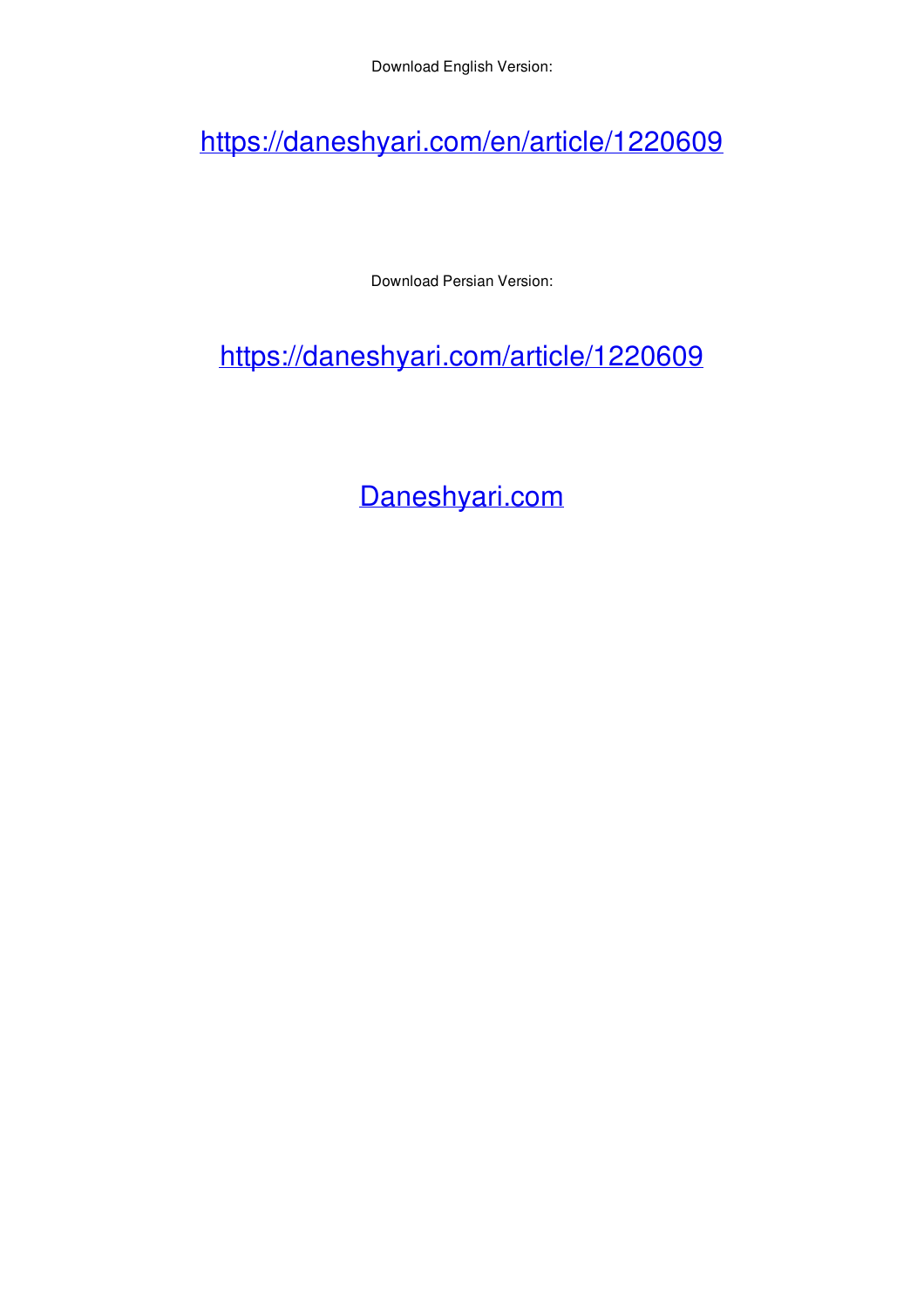Download English Version:

https://daneshyari.com/en/article/1220609

Download Persian Version:

https://daneshyari.com/article/1220609

Daneshyari.com